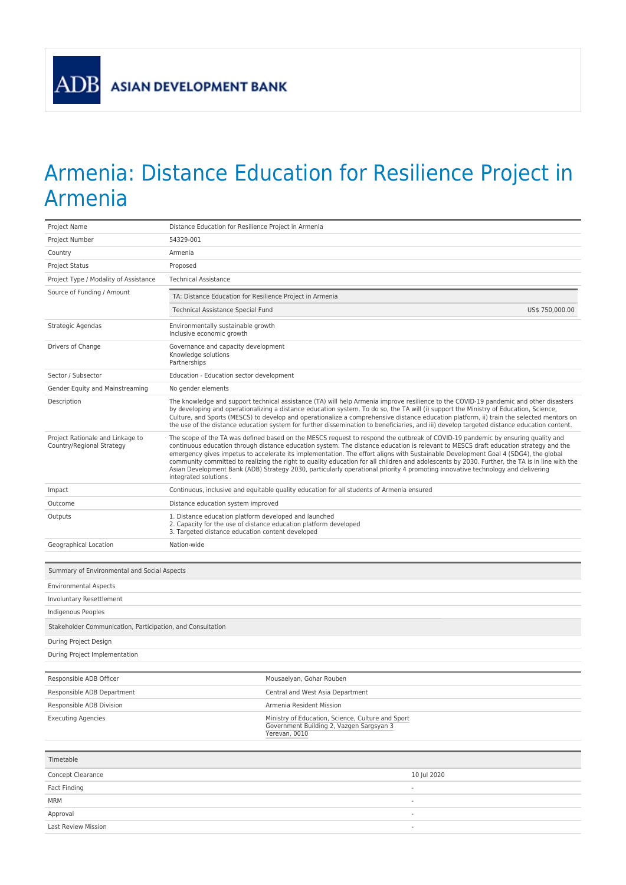# Armenia: Distance Education for Resilience Project in Armenia

| | |
|---|---|
| Project Name | Distance Education for Resilience Project in Armenia |
| Project Number | 54329-001 |
| Country | Armenia |
| Project Status | Proposed |
| Project Type / Modality of Assistance | Technical Assistance |
| Source of Funding / Amount | TA: Distance Education for Resilience Project in Armenia<br>Technical Assistance Special Fund US$ 750,000.00 |
| Strategic Agendas | Environmentally sustainable growth<br>Inclusive economic growth |
| Drivers of Change | Governance and capacity development<br>Knowledge solutions<br>Partnerships |
| Sector / Subsector | Education - Education sector development |
| Gender Equity and Mainstreaming | No gender elements |
| Description | The knowledge and support technical assistance (TA) will help Armenia improve resilience to the COVID-19 pandemic and other disasters by developing and operationalizing a distance education system. To do so, the TA will (i) support the Ministry of Education, Science, Culture, and Sports (MESCS) to develop and operationalize a comprehensive distance education platform, ii) train the selected mentors on the use of the distance education system for further dissemination to beneficiaries, and iii) develop targeted distance education content. |
| Project Rationale and Linkage to Country/Regional Strategy | The scope of the TA was defined based on the MESCS request to respond the outbreak of COVID-19 pandemic by ensuring quality and continuous education through distance education system. The distance education is relevant to MESCS draft education strategy and the emergency gives impetus to accelerate its implementation. The effort aligns with Sustainable Development Goal 4 (SDG4), the global community committed to realizing the right to quality education for all children and adolescents by 2030. Further, the TA is in line with the Asian Development Bank (ADB) Strategy 2030, particularly operational priority 4 promoting innovative technology and delivering integrated solutions . |
| Impact | Continuous, inclusive and equitable quality education for all students of Armenia ensured |
| Outcome | Distance education system improved |
| Outputs | 1. Distance education platform developed and launched<br>2. Capacity for the use of distance education platform developed<br>3. Targeted distance education content developed |
| Geographical Location | Nation-wide |

| Summary of Environmental and Social Aspects |
|---|
| Environmental Aspects |
| Involuntary Resettlement |
| Indigenous Peoples |
| **Stakeholder Communication, Participation, and Consultation** |
| During Project Design |
| During Project Implementation |

| | |
|---|---|
| Responsible ADB Officer | Mousaelyan, Gohar Rouben |
| Responsible ADB Department | Central and West Asia Department |
| Responsible ADB Division | Armenia Resident Mission |
| Executing Agencies | Ministry of Education, Science, Culture and Sport<br>Government Building 2, Vazgen Sargsyan 3<br>Yerevan, 0010 |

| Timetable | |
|---|---|
| Concept Clearance | 10 Jul 2020 |
| Fact Finding | - |
| MRM | - |
| Approval | - |
| Last Review Mission | - |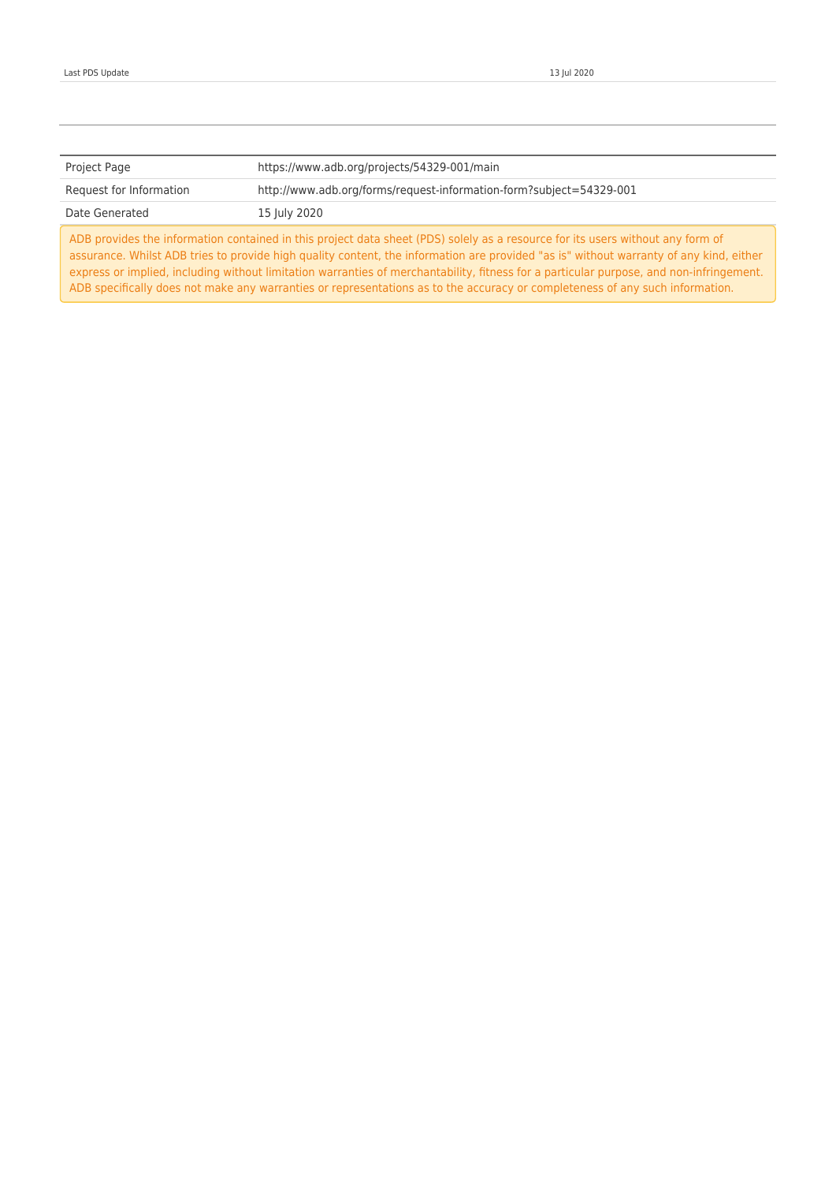| | |
|---|---|
| Last PDS Update | 13 Jul 2020 |

| | |
|---|---|
| Project Page | https://www.adb.org/projects/54329-001/main |
| Request for Information | http://www.adb.org/forms/request-information-form?subject=54329-001 |
| Date Generated | 15 July 2020 |

ADB provides the information contained in this project data sheet (PDS) solely as a resource for its users without any form of assurance. Whilst ADB tries to provide high quality content, the information are provided "as is" without warranty of any kind, either express or implied, including without limitation warranties of merchantability, fitness for a particular purpose, and non-infringement. ADB specifically does not make any warranties or representations as to the accuracy or completeness of any such information.